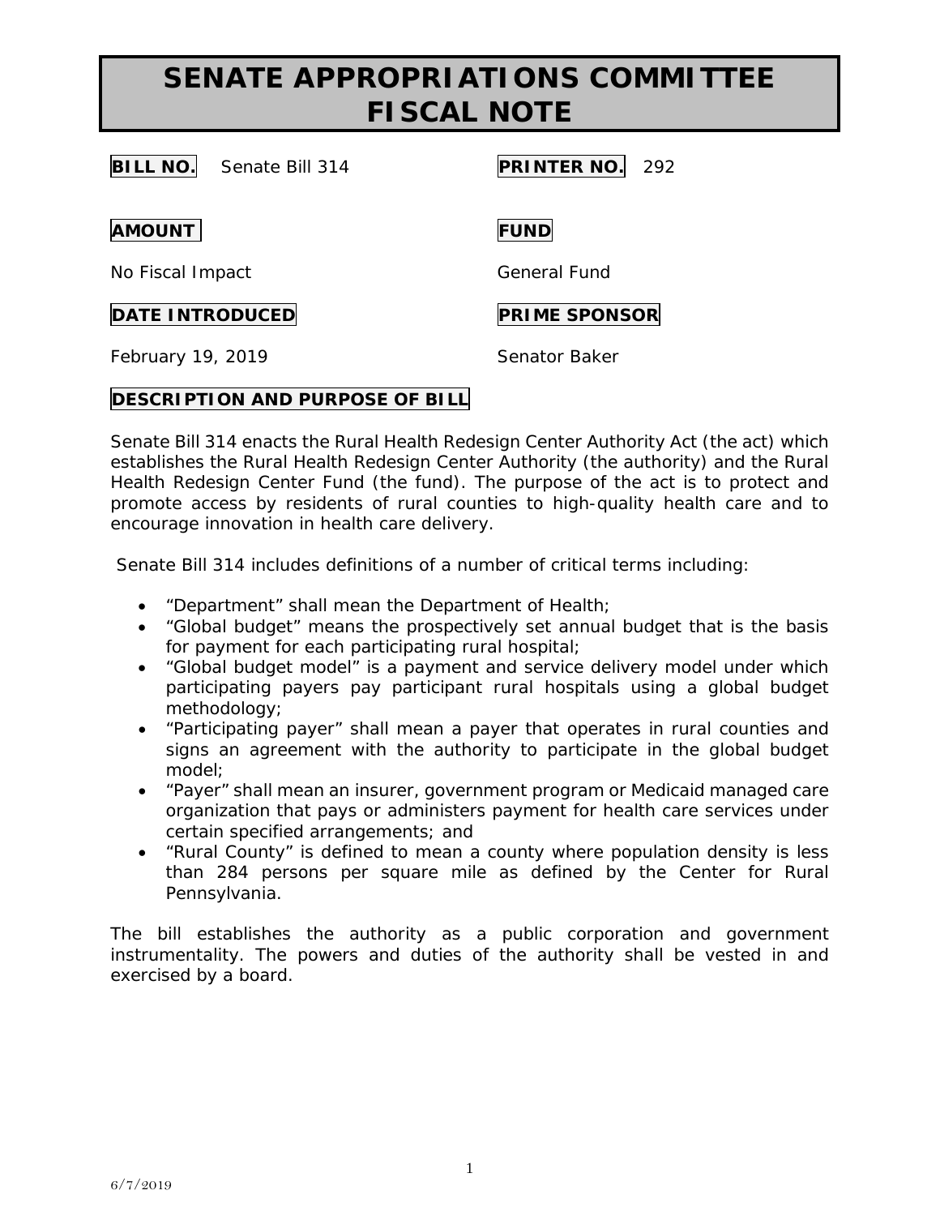# SENATE APPROPRIATIONS COMMITTEE FISCAL NOTE

**BILL NO.** Senate Bill 314

**PRINTER NO.** 292

**AMOUNT**

No Fiscal Impact

**FUND**

General Fund

**DATE INTRODUCED**

February 19, 2019

**PRIME SPONSOR**

Senator Baker

**DESCRIPTION AND PURPOSE OF BILL**

Senate Bill 314 enacts the Rural Health Redesign Center Authority Act (the act) which establishes the Rural Health Redesign Center Authority (the authority) and the Rural Health Redesign Center Fund (the fund). The purpose of the act is to protect and promote access by residents of rural counties to high-quality health care and to encourage innovation in health care delivery.

Senate Bill 314 includes definitions of a number of critical terms including:

- "Department" shall mean the Department of Health;
- "Global budget" means the prospectively set annual budget that is the basis for payment for each participating rural hospital;
- "Global budget model" is a payment and service delivery model under which participating payers pay participant rural hospitals using a global budget methodology;
- "Participating payer" shall mean a payer that operates in rural counties and signs an agreement with the authority to participate in the global budget model;
- "Payer" shall mean an insurer, government program or Medicaid managed care organization that pays or administers payment for health care services under certain specified arrangements; and
- "Rural County" is defined to mean a county where population density is less than 284 persons per square mile as defined by the Center for Rural Pennsylvania.

The bill establishes the authority as a public corporation and government instrumentality. The powers and duties of the authority shall be vested in and exercised by a board.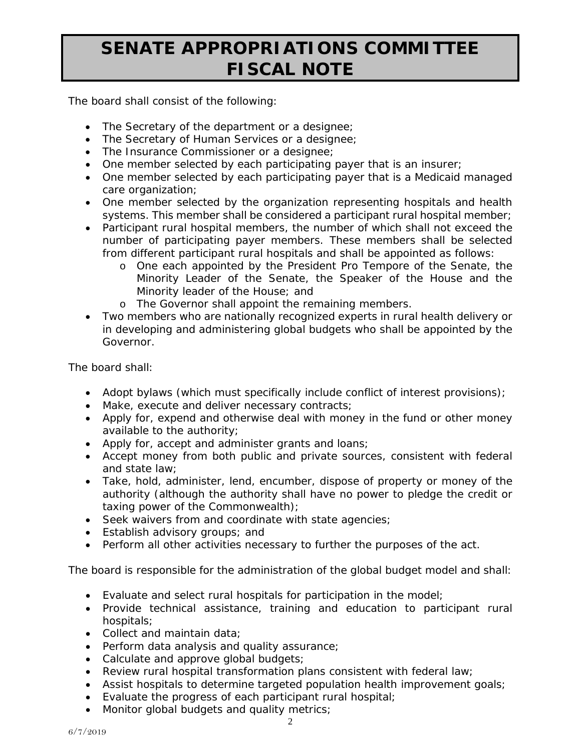# SENATE APPROPRIATIONS COMMITTEE FISCAL NOTE

The board shall consist of the following:

- The Secretary of the department or a designee;
- The Secretary of Human Services or a designee;
- The Insurance Commissioner or a designee;
- One member selected by each participating payer that is an insurer;
- One member selected by each participating payer that is a Medicaid managed care organization;
- One member selected by the organization representing hospitals and health systems. This member shall be considered a participant rural hospital member;
- Participant rural hospital members, the number of which shall not exceed the number of participating payer members. These members shall be selected from different participant rural hospitals and shall be appointed as follows:
  - One each appointed by the President Pro Tempore of the Senate, the Minority Leader of the Senate, the Speaker of the House and the Minority leader of the House; and
  - The Governor shall appoint the remaining members.
- Two members who are nationally recognized experts in rural health delivery or in developing and administering global budgets who shall be appointed by the Governor.

The board shall:

- Adopt bylaws (which must specifically include conflict of interest provisions);
- Make, execute and deliver necessary contracts;
- Apply for, expend and otherwise deal with money in the fund or other money available to the authority;
- Apply for, accept and administer grants and loans;
- Accept money from both public and private sources, consistent with federal and state law;
- Take, hold, administer, lend, encumber, dispose of property or money of the authority (although the authority shall have no power to pledge the credit or taxing power of the Commonwealth);
- Seek waivers from and coordinate with state agencies;
- Establish advisory groups; and
- Perform all other activities necessary to further the purposes of the act.

The board is responsible for the administration of the global budget model and shall:

- Evaluate and select rural hospitals for participation in the model;
- Provide technical assistance, training and education to participant rural hospitals;
- Collect and maintain data;
- Perform data analysis and quality assurance;
- Calculate and approve global budgets;
- Review rural hospital transformation plans consistent with federal law;
- Assist hospitals to determine targeted population health improvement goals;
- Evaluate the progress of each participant rural hospital;
- Monitor global budgets and quality metrics;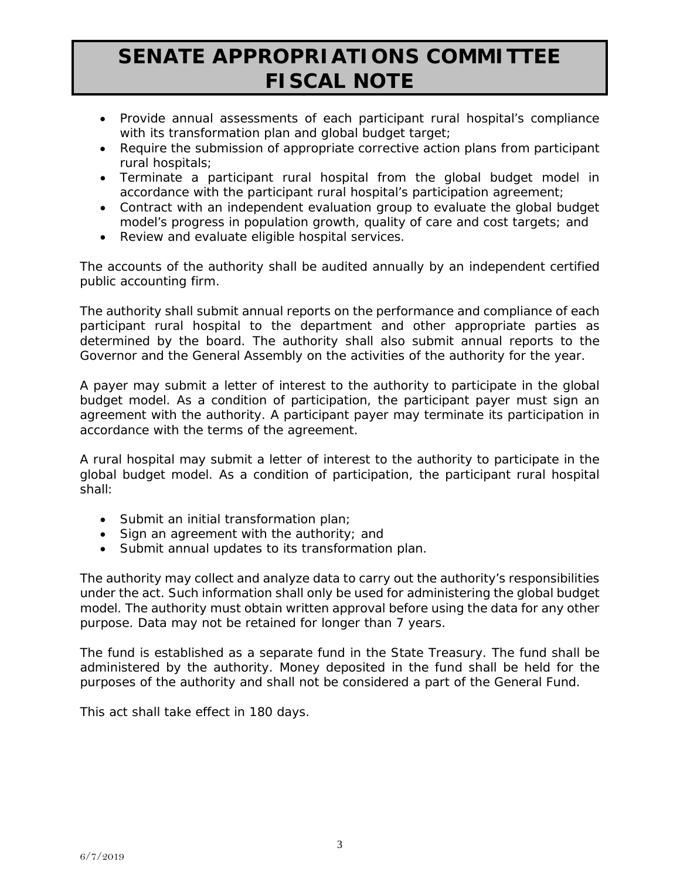# SENATE APPROPRIATIONS COMMITTEE FISCAL NOTE

- Provide annual assessments of each participant rural hospital's compliance with its transformation plan and global budget target;
- Require the submission of appropriate corrective action plans from participant rural hospitals;
- Terminate a participant rural hospital from the global budget model in accordance with the participant rural hospital's participation agreement;
- Contract with an independent evaluation group to evaluate the global budget model's progress in population growth, quality of care and cost targets; and
- Review and evaluate eligible hospital services.

The accounts of the authority shall be audited annually by an independent certified public accounting firm.

The authority shall submit annual reports on the performance and compliance of each participant rural hospital to the department and other appropriate parties as determined by the board. The authority shall also submit annual reports to the Governor and the General Assembly on the activities of the authority for the year.

A payer may submit a letter of interest to the authority to participate in the global budget model. As a condition of participation, the participant payer must sign an agreement with the authority. A participant payer may terminate its participation in accordance with the terms of the agreement.

A rural hospital may submit a letter of interest to the authority to participate in the global budget model. As a condition of participation, the participant rural hospital shall:

- Submit an initial transformation plan;
- Sign an agreement with the authority; and
- Submit annual updates to its transformation plan.

The authority may collect and analyze data to carry out the authority's responsibilities under the act. Such information shall only be used for administering the global budget model. The authority must obtain written approval before using the data for any other purpose. Data may not be retained for longer than 7 years.

The fund is established as a separate fund in the State Treasury. The fund shall be administered by the authority. Money deposited in the fund shall be held for the purposes of the authority and shall not be considered a part of the General Fund.

This act shall take effect in 180 days.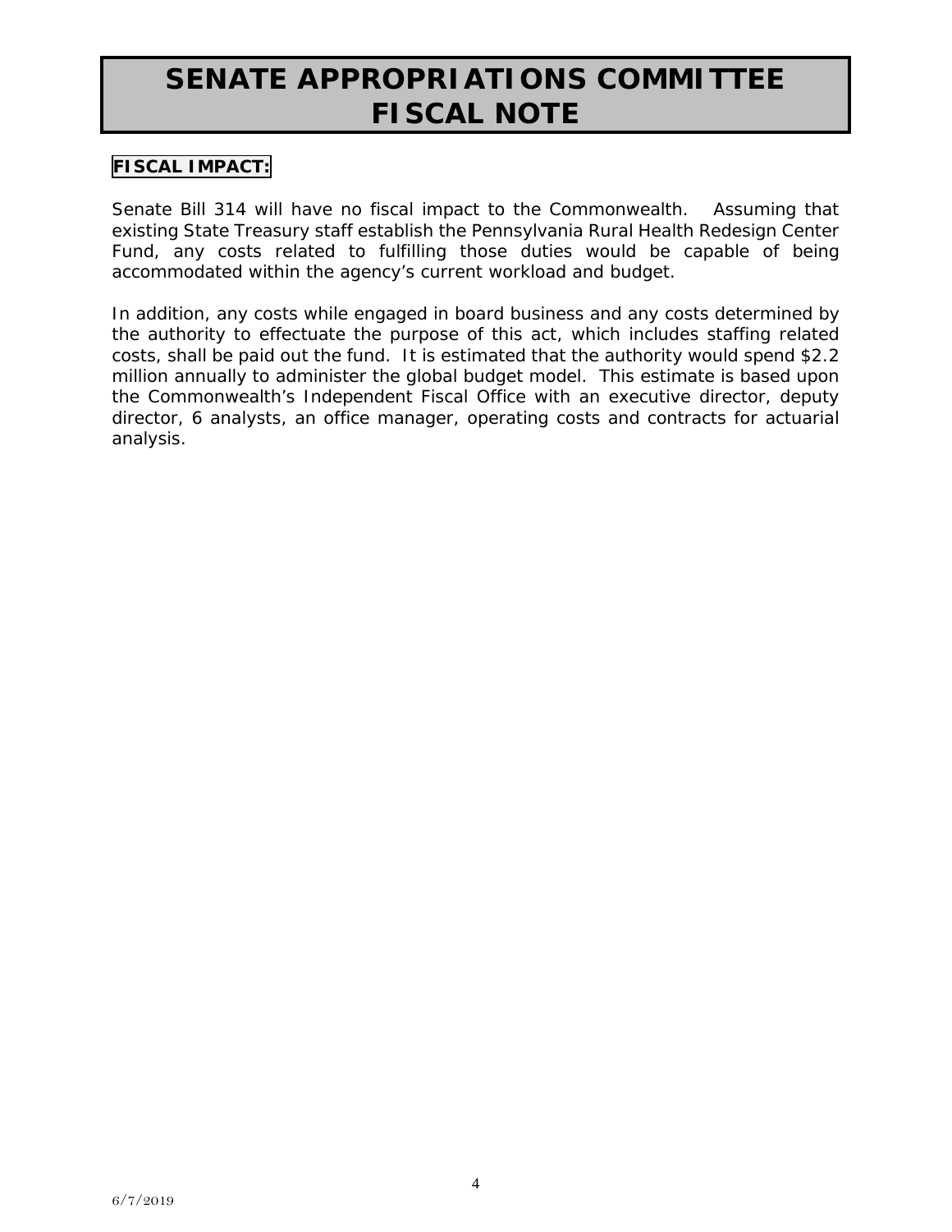# SENATE APPROPRIATIONS COMMITTEE FISCAL NOTE

**FISCAL IMPACT:**

Senate Bill 314 will have no fiscal impact to the Commonwealth. Assuming that existing State Treasury staff establish the Pennsylvania Rural Health Redesign Center Fund, any costs related to fulfilling those duties would be capable of being accommodated within the agency's current workload and budget.

In addition, any costs while engaged in board business and any costs determined by the authority to effectuate the purpose of this act, which includes staffing related costs, shall be paid out the fund. It is estimated that the authority would spend $2.2 million annually to administer the global budget model. This estimate is based upon the Commonwealth's Independent Fiscal Office with an executive director, deputy director, 6 analysts, an office manager, operating costs and contracts for actuarial analysis.

6/7/2019